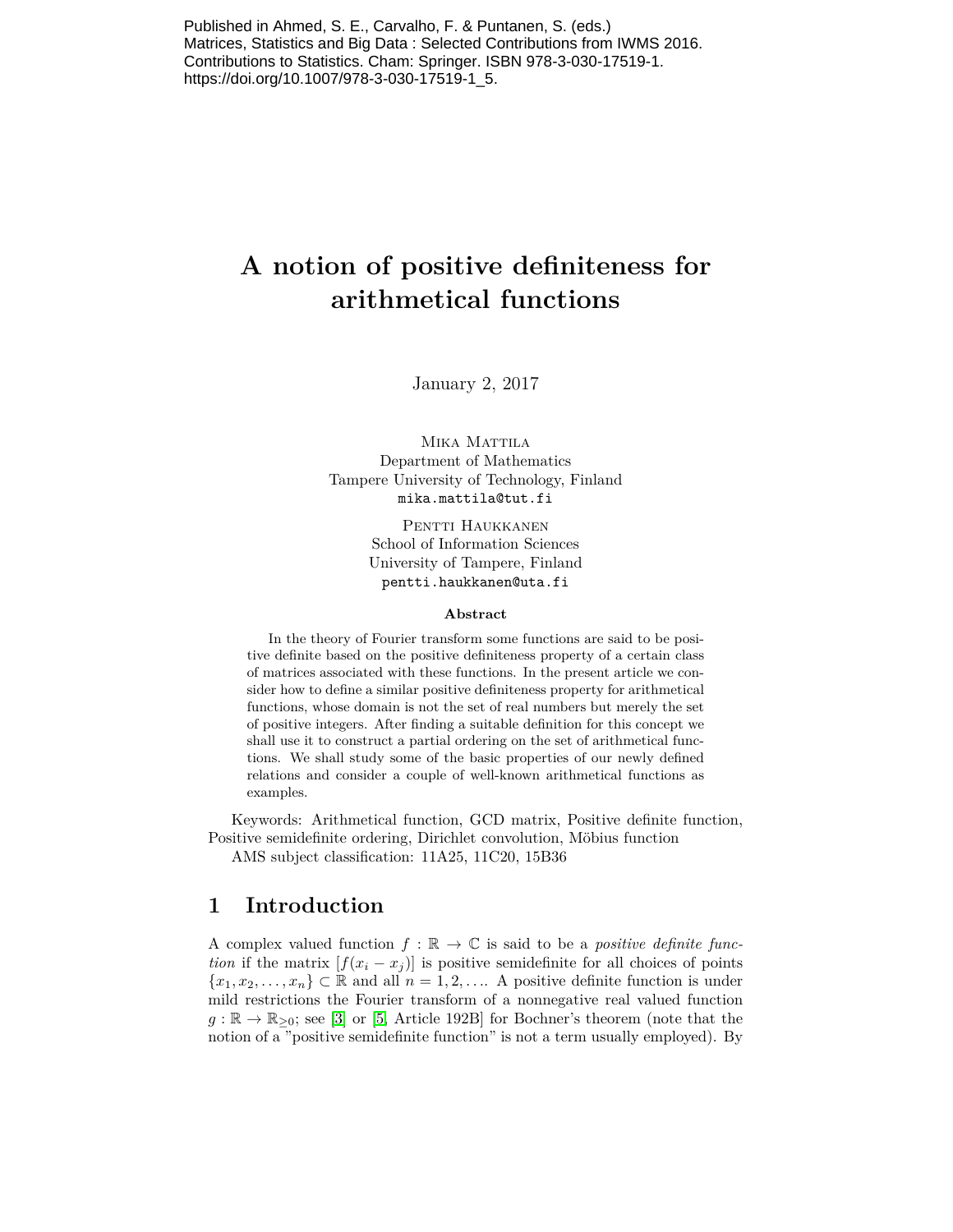Published in Ahmed, S. E., Carvalho, F. & Puntanen, S. (eds.)
Matrices, Statistics and Big Data : Selected Contributions from IWMS 2016.
Contributions to Statistics. Cham: Springer. ISBN 978-3-030-17519-1.
https://doi.org/10.1007/978-3-030-17519-1_5.

# A notion of positive definiteness for arithmetical functions

January 2, 2017

Mika Mattila
Department of Mathematics
Tampere University of Technology, Finland
mika.mattila@tut.fi

Pentti Haukkanen
School of Information Sciences
University of Tampere, Finland
pentti.haukkanen@uta.fi

**Abstract**

In the theory of Fourier transform some functions are said to be positive definite based on the positive definiteness property of a certain class of matrices associated with these functions. In the present article we consider how to define a similar positive definiteness property for arithmetical functions, whose domain is not the set of real numbers but merely the set of positive integers. After finding a suitable definition for this concept we shall use it to construct a partial ordering on the set of arithmetical functions. We shall study some of the basic properties of our newly defined relations and consider a couple of well-known arithmetical functions as examples.

Keywords: Arithmetical function, GCD matrix, Positive definite function, Positive semidefinite ordering, Dirichlet convolution, Möbius function

AMS subject classification: 11A25, 11C20, 15B36

## 1 Introduction

A complex valued function $f : \mathbb{R} \to \mathbb{C}$ is said to be a *positive definite function* if the matrix $[f(x_i - x_j)]$ is positive semidefinite for all choices of points $\{x_1, x_2, \ldots, x_n\} \subset \mathbb{R}$ and all $n = 1, 2, \ldots$. A positive definite function is under mild restrictions the Fourier transform of a nonnegative real valued function $g : \mathbb{R} \to \mathbb{R}_{\geq 0}$; see [3] or [5, Article 192B] for Bochner's theorem (note that the notion of a "positive semidefinite function" is not a term usually employed). By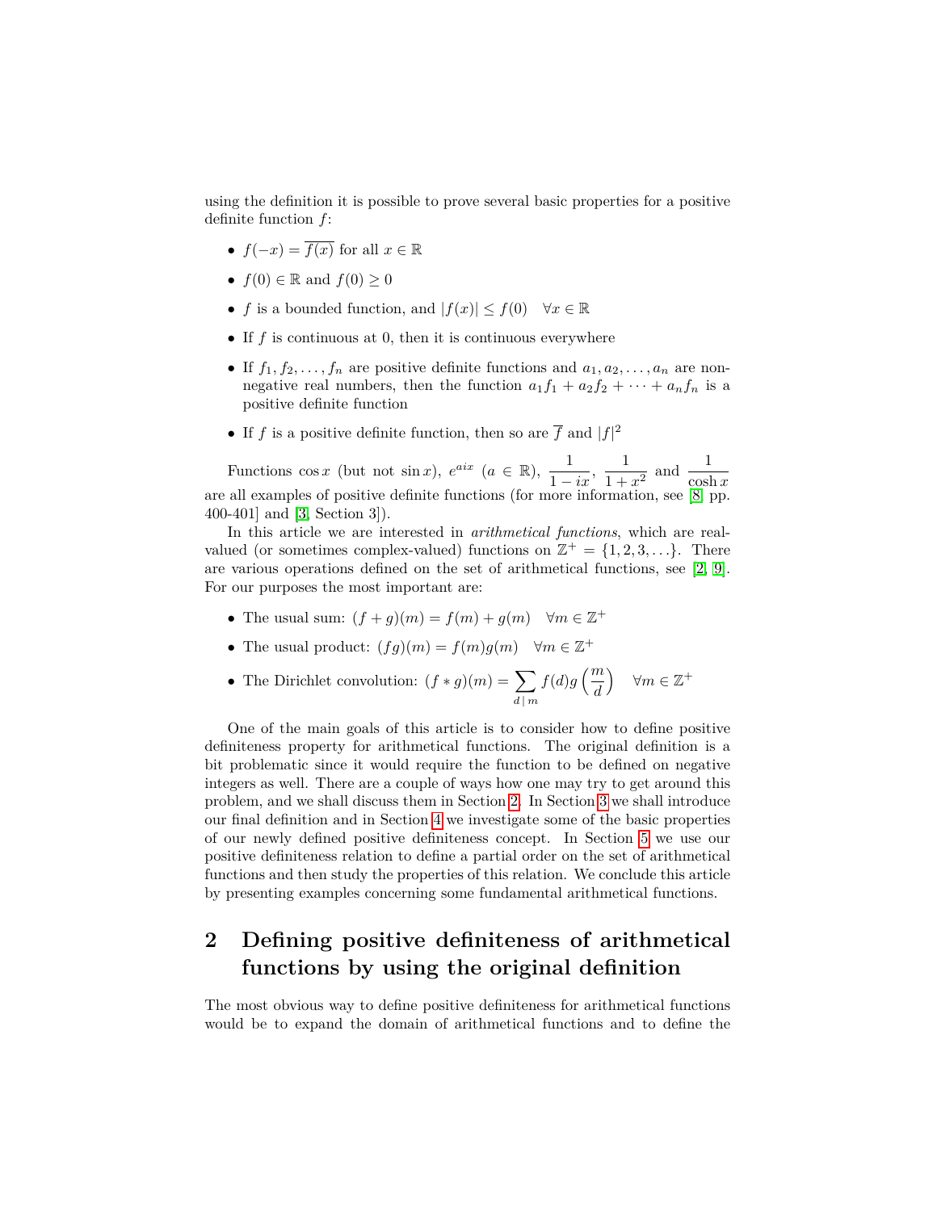using the definition it is possible to prove several basic properties for a positive definite function $f$:

- $f(-x) = \overline{f(x)}$ for all $x \in \mathbb{R}$
- $f(0) \in \mathbb{R}$ and $f(0) \geq 0$
- $f$ is a bounded function, and $|f(x)| \leq f(0) \quad \forall x \in \mathbb{R}$
- If $f$ is continuous at 0, then it is continuous everywhere
- If $f_1, f_2, \ldots, f_n$ are positive definite functions and $a_1, a_2, \ldots, a_n$ are non-negative real numbers, then the function $a_1 f_1 + a_2 f_2 + \cdots + a_n f_n$ is a positive definite function
- If $f$ is a positive definite function, then so are $\overline{f}$ and $|f|^2$

Functions $\cos x$ (but not $\sin x$), $e^{aix}$ ($a \in \mathbb{R}$), $\dfrac{1}{1-ix}$, $\dfrac{1}{1+x^2}$ and $\dfrac{1}{\cosh x}$ are all examples of positive definite functions (for more information, see [8, pp. 400-401] and [3, Section 3]).

In this article we are interested in *arithmetical functions*, which are real-valued (or sometimes complex-valued) functions on $\mathbb{Z}^+ = \{1, 2, 3, \ldots\}$. There are various operations defined on the set of arithmetical functions, see [2, 9]. For our purposes the most important are:

- The usual sum: $(f+g)(m) = f(m) + g(m) \quad \forall m \in \mathbb{Z}^+$
- The usual product: $(fg)(m) = f(m)g(m) \quad \forall m \in \mathbb{Z}^+$
- The Dirichlet convolution: $(f * g)(m) = \sum_{d \mid m} f(d) g\left(\frac{m}{d}\right) \quad \forall m \in \mathbb{Z}^+$

One of the main goals of this article is to consider how to define positive definiteness property for arithmetical functions. The original definition is a bit problematic since it would require the function to be defined on negative integers as well. There are a couple of ways how one may try to get around this problem, and we shall discuss them in Section 2. In Section 3 we shall introduce our final definition and in Section 4 we investigate some of the basic properties of our newly defined positive definiteness concept. In Section 5 we use our positive definiteness relation to define a partial order on the set of arithmetical functions and then study the properties of this relation. We conclude this article by presenting examples concerning some fundamental arithmetical functions.

## 2 Defining positive definiteness of arithmetical functions by using the original definition

The most obvious way to define positive definiteness for arithmetical functions would be to expand the domain of arithmetical functions and to define the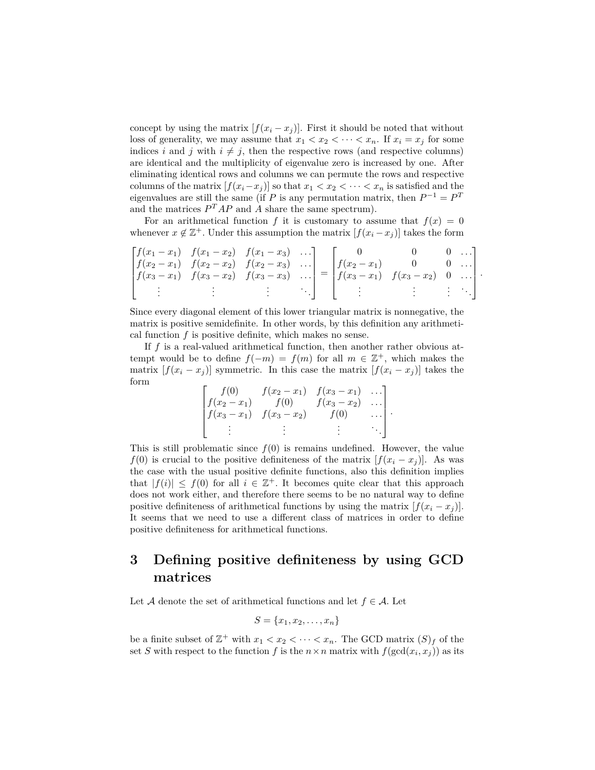concept by using the matrix $[f(x_i - x_j)]$. First it should be noted that without loss of generality, we may assume that $x_1 < x_2 < \cdots < x_n$. If $x_i = x_j$ for some indices $i$ and $j$ with $i \neq j$, then the respective rows (and respective columns) are identical and the multiplicity of eigenvalue zero is increased by one. After eliminating identical rows and columns we can permute the rows and respective columns of the matrix $[f(x_i - x_j)]$ so that $x_1 < x_2 < \cdots < x_n$ is satisfied and the eigenvalues are still the same (if $P$ is any permutation matrix, then $P^{-1} = P^T$ and the matrices $P^T AP$ and $A$ share the same spectrum).

For an arithmetical function $f$ it is customary to assume that $f(x) = 0$ whenever $x \notin \mathbb{Z}^+$. Under this assumption the matrix $[f(x_i - x_j)]$ takes the form

$$\begin{bmatrix} f(x_1 - x_1) & f(x_1 - x_2) & f(x_1 - x_3) & \dots \\ f(x_2 - x_1) & f(x_2 - x_2) & f(x_2 - x_3) & \dots \\ f(x_3 - x_1) & f(x_3 - x_2) & f(x_3 - x_3) & \dots \\ \vdots & \vdots & \vdots & \ddots \end{bmatrix} = \begin{bmatrix} 0 & 0 & 0 & \dots \\ f(x_2 - x_1) & 0 & 0 & \dots \\ f(x_3 - x_1) & f(x_3 - x_2) & 0 & \dots \\ \vdots & \vdots & \vdots & \ddots \end{bmatrix}.$$

Since every diagonal element of this lower triangular matrix is nonnegative, the matrix is positive semidefinite. In other words, by this definition any arithmetical function $f$ is positive definite, which makes no sense.

If $f$ is a real-valued arithmetical function, then another rather obvious attempt would be to define $f(-m) = f(m)$ for all $m \in \mathbb{Z}^+$, which makes the matrix $[f(x_i - x_j)]$ symmetric. In this case the matrix $[f(x_i - x_j)]$ takes the form

$$\begin{bmatrix} f(0) & f(x_2 - x_1) & f(x_3 - x_1) & \dots \\ f(x_2 - x_1) & f(0) & f(x_3 - x_2) & \dots \\ f(x_3 - x_1) & f(x_3 - x_2) & f(0) & \dots \\ \vdots & \vdots & \vdots & \ddots \end{bmatrix}.$$

This is still problematic since $f(0)$ is remains undefined. However, the value $f(0)$ is crucial to the positive definiteness of the matrix $[f(x_i - x_j)]$. As was the case with the usual positive definite functions, also this definition implies that $|f(i)| \leq f(0)$ for all $i \in \mathbb{Z}^+$. It becomes quite clear that this approach does not work either, and therefore there seems to be no natural way to define positive definiteness of arithmetical functions by using the matrix $[f(x_i - x_j)]$. It seems that we need to use a different class of matrices in order to define positive definiteness for arithmetical functions.

# 3 Defining positive definiteness by using GCD matrices

Let $\mathcal{A}$ denote the set of arithmetical functions and let $f \in \mathcal{A}$. Let

$$S = \{x_1, x_2, \dots, x_n\}$$

be a finite subset of $\mathbb{Z}^+$ with $x_1 < x_2 < \cdots < x_n$. The GCD matrix $(S)_f$ of the set $S$ with respect to the function $f$ is the $n \times n$ matrix with $f(\gcd(x_i, x_j))$ as its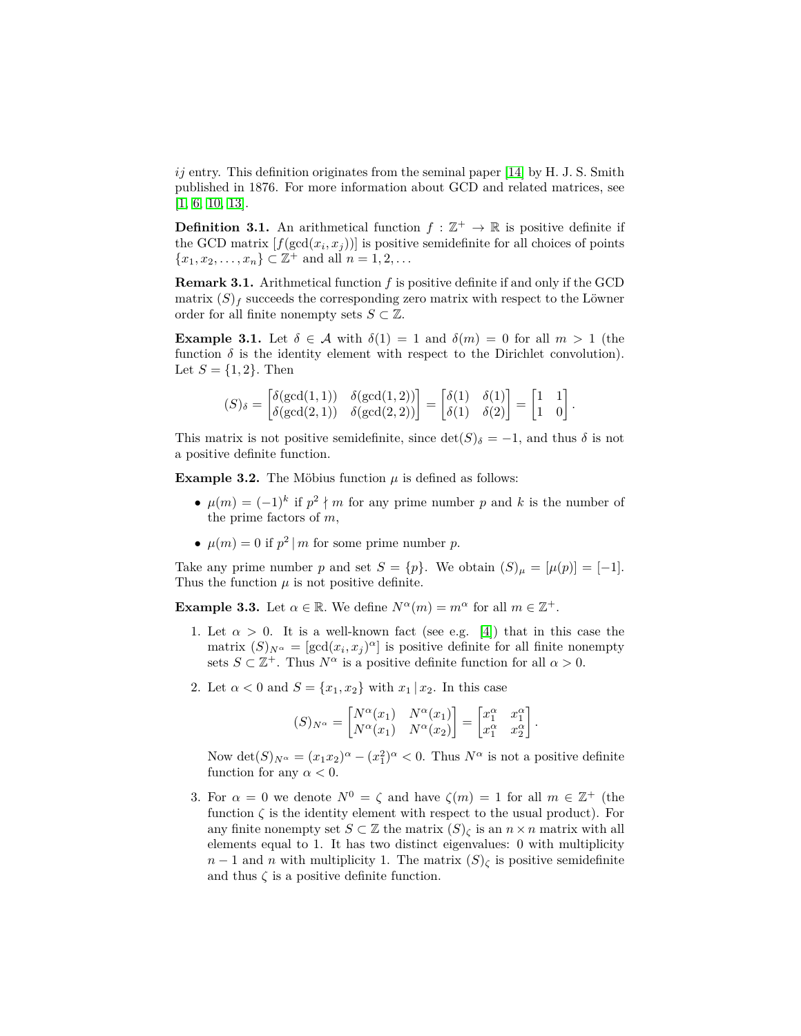$ij$ entry. This definition originates from the seminal paper [14] by H. J. S. Smith published in 1876. For more information about GCD and related matrices, see [1, 6, 10, 13].

**Definition 3.1.** An arithmetical function $f : \mathbb{Z}^+ \to \mathbb{R}$ is positive definite if the GCD matrix $[f(\gcd(x_i, x_j))]$ is positive semidefinite for all choices of points $\{x_1, x_2, \ldots, x_n\} \subset \mathbb{Z}^+$ and all $n = 1, 2, \ldots$

**Remark 3.1.** Arithmetical function $f$ is positive definite if and only if the GCD matrix $(S)_f$ succeeds the corresponding zero matrix with respect to the Löwner order for all finite nonempty sets $S \subset \mathbb{Z}$.

**Example 3.1.** Let $\delta \in \mathcal{A}$ with $\delta(1) = 1$ and $\delta(m) = 0$ for all $m > 1$ (the function $\delta$ is the identity element with respect to the Dirichlet convolution). Let $S = \{1, 2\}$. Then

$$(S)_\delta = \begin{bmatrix} \delta(\gcd(1,1)) & \delta(\gcd(1,2)) \\ \delta(\gcd(2,1)) & \delta(\gcd(2,2)) \end{bmatrix} = \begin{bmatrix} \delta(1) & \delta(1) \\ \delta(1) & \delta(2) \end{bmatrix} = \begin{bmatrix} 1 & 1 \\ 1 & 0 \end{bmatrix}.$$

This matrix is not positive semidefinite, since $\det(S)_\delta = -1$, and thus $\delta$ is not a positive definite function.

**Example 3.2.** The Möbius function $\mu$ is defined as follows:

- $\mu(m) = (-1)^k$ if $p^2 \nmid m$ for any prime number $p$ and $k$ is the number of the prime factors of $m$,
- $\mu(m) = 0$ if $p^2 \mid m$ for some prime number $p$.

Take any prime number $p$ and set $S = \{p\}$. We obtain $(S)_\mu = [\mu(p)] = [-1]$. Thus the function $\mu$ is not positive definite.

**Example 3.3.** Let $\alpha \in \mathbb{R}$. We define $N^\alpha(m) = m^\alpha$ for all $m \in \mathbb{Z}^+$.

1. Let $\alpha > 0$. It is a well-known fact (see e.g. [4]) that in this case the matrix $(S)_{N^\alpha} = [\gcd(x_i, x_j)^\alpha]$ is positive definite for all finite nonempty sets $S \subset \mathbb{Z}^+$. Thus $N^\alpha$ is a positive definite function for all $\alpha > 0$.

2. Let $\alpha < 0$ and $S = \{x_1, x_2\}$ with $x_1 \mid x_2$. In this case

$$(S)_{N^\alpha} = \begin{bmatrix} N^\alpha(x_1) & N^\alpha(x_1) \\ N^\alpha(x_1) & N^\alpha(x_2) \end{bmatrix} = \begin{bmatrix} x_1^\alpha & x_1^\alpha \\ x_1^\alpha & x_2^\alpha \end{bmatrix}.$$

   Now $\det(S)_{N^\alpha} = (x_1 x_2)^\alpha - (x_1^2)^\alpha < 0$. Thus $N^\alpha$ is not a positive definite function for any $\alpha < 0$.

3. For $\alpha = 0$ we denote $N^0 = \zeta$ and have $\zeta(m) = 1$ for all $m \in \mathbb{Z}^+$ (the function $\zeta$ is the identity element with respect to the usual product). For any finite nonempty set $S \subset \mathbb{Z}$ the matrix $(S)_\zeta$ is an $n \times n$ matrix with all elements equal to 1. It has two distinct eigenvalues: 0 with multiplicity $n - 1$ and $n$ with multiplicity 1. The matrix $(S)_\zeta$ is positive semidefinite and thus $\zeta$ is a positive definite function.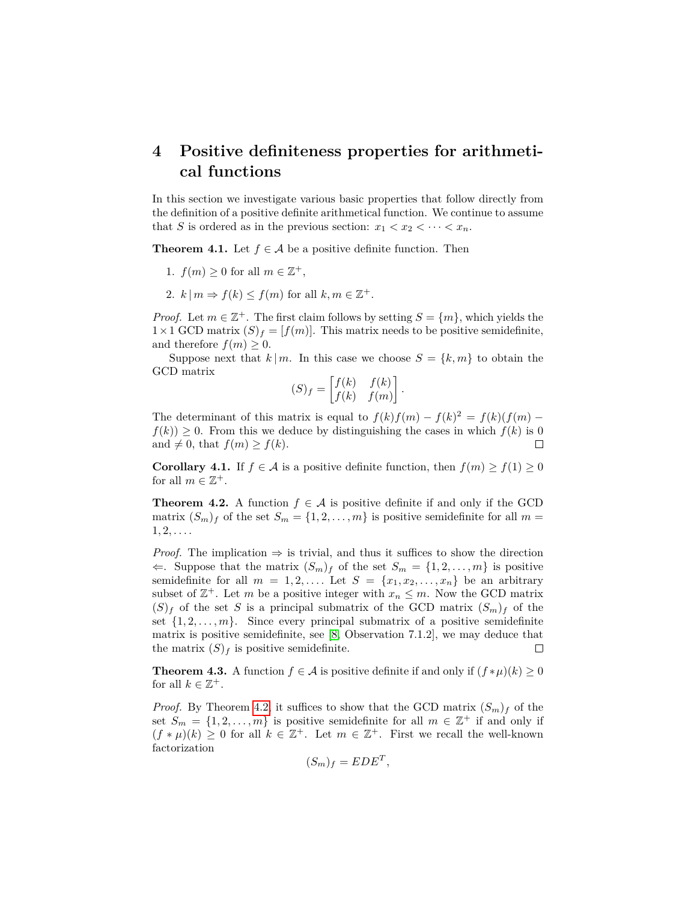# 4 Positive definiteness properties for arithmetical functions

In this section we investigate various basic properties that follow directly from the definition of a positive definite arithmetical function. We continue to assume that $S$ is ordered as in the previous section: $x_1 < x_2 < \cdots < x_n$.

**Theorem 4.1.** Let $f \in \mathcal{A}$ be a positive definite function. Then

1. $f(m) \geq 0$ for all $m \in \mathbb{Z}^+$,
2. $k \,|\, m \Rightarrow f(k) \leq f(m)$ for all $k, m \in \mathbb{Z}^+$.

*Proof.* Let $m \in \mathbb{Z}^+$. The first claim follows by setting $S = \{m\}$, which yields the $1 \times 1$ GCD matrix $(S)_f = [f(m)]$. This matrix needs to be positive semidefinite, and therefore $f(m) \geq 0$.

Suppose next that $k \,|\, m$. In this case we choose $S = \{k, m\}$ to obtain the GCD matrix

$$(S)_f = \begin{bmatrix} f(k) & f(k) \\ f(k) & f(m) \end{bmatrix}.$$

The determinant of this matrix is equal to $f(k)f(m) - f(k)^2 = f(k)(f(m) - f(k)) \geq 0$. From this we deduce by distinguishing the cases in which $f(k)$ is 0 and $\neq 0$, that $f(m) \geq f(k)$. $\square$

**Corollary 4.1.** If $f \in \mathcal{A}$ is a positive definite function, then $f(m) \geq f(1) \geq 0$ for all $m \in \mathbb{Z}^+$.

**Theorem 4.2.** A function $f \in \mathcal{A}$ is positive definite if and only if the GCD matrix $(S_m)_f$ of the set $S_m = \{1, 2, \ldots, m\}$ is positive semidefinite for all $m = 1, 2, \ldots$.

*Proof.* The implication $\Rightarrow$ is trivial, and thus it suffices to show the direction $\Leftarrow$. Suppose that the matrix $(S_m)_f$ of the set $S_m = \{1, 2, \ldots, m\}$ is positive semidefinite for all $m = 1, 2, \ldots$. Let $S = \{x_1, x_2, \ldots, x_n\}$ be an arbitrary subset of $\mathbb{Z}^+$. Let $m$ be a positive integer with $x_n \leq m$. Now the GCD matrix $(S)_f$ of the set $S$ is a principal submatrix of the GCD matrix $(S_m)_f$ of the set $\{1, 2, \ldots, m\}$. Since every principal submatrix of a positive semidefinite matrix is positive semidefinite, see [8, Observation 7.1.2], we may deduce that the matrix $(S)_f$ is positive semidefinite. $\square$

**Theorem 4.3.** A function $f \in \mathcal{A}$ is positive definite if and only if $(f * \mu)(k) \geq 0$ for all $k \in \mathbb{Z}^+$.

*Proof.* By Theorem 4.2, it suffices to show that the GCD matrix $(S_m)_f$ of the set $S_m = \{1, 2, \ldots, m\}$ is positive semidefinite for all $m \in \mathbb{Z}^+$ if and only if $(f * \mu)(k) \geq 0$ for all $k \in \mathbb{Z}^+$. Let $m \in \mathbb{Z}^+$. First we recall the well-known factorization

$$(S_m)_f = EDE^T,$$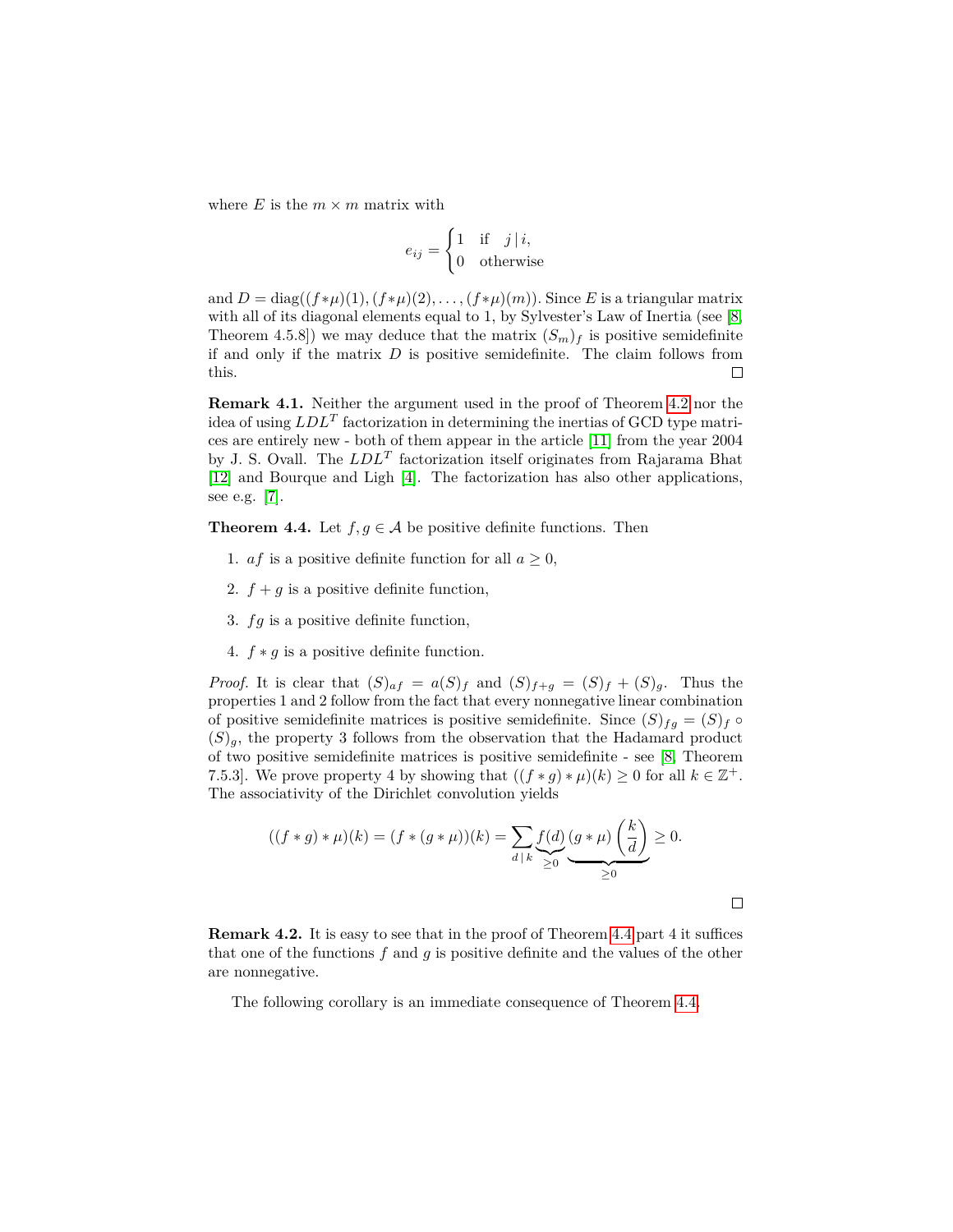where $E$ is the $m \times m$ matrix with

$$e_{ij} = \begin{cases} 1 & \text{if} \quad j \,|\, i, \\ 0 & \text{otherwise} \end{cases}$$

and $D = \operatorname{diag}((f*\mu)(1), (f*\mu)(2), \ldots, (f*\mu)(m))$. Since $E$ is a triangular matrix with all of its diagonal elements equal to 1, by Sylvester's Law of Inertia (see [8, Theorem 4.5.8]) we may deduce that the matrix $(S_m)_f$ is positive semidefinite if and only if the matrix $D$ is positive semidefinite. The claim follows from this. □

**Remark 4.1.** Neither the argument used in the proof of Theorem 4.2 nor the idea of using $LDL^T$ factorization in determining the inertias of GCD type matrices are entirely new - both of them appear in the article [11] from the year 2004 by J. S. Ovall. The $LDL^T$ factorization itself originates from Rajarama Bhat [12] and Bourque and Ligh [4]. The factorization has also other applications, see e.g. [7].

**Theorem 4.4.** Let $f, g \in \mathcal{A}$ be positive definite functions. Then

1. $af$ is a positive definite function for all $a \geq 0$,
2. $f + g$ is a positive definite function,
3. $fg$ is a positive definite function,
4. $f * g$ is a positive definite function.

*Proof.* It is clear that $(S)_{af} = a(S)_f$ and $(S)_{f+g} = (S)_f + (S)_g$. Thus the properties 1 and 2 follow from the fact that every nonnegative linear combination of positive semidefinite matrices is positive semidefinite. Since $(S)_{fg} = (S)_f \circ (S)_g$, the property 3 follows from the observation that the Hadamard product of two positive semidefinite matrices is positive semidefinite - see [8, Theorem 7.5.3]. We prove property 4 by showing that $((f * g) * \mu)(k) \geq 0$ for all $k \in \mathbb{Z}^+$. The associativity of the Dirichlet convolution yields

$$((f * g) * \mu)(k) = (f * (g * \mu))(k) = \sum_{d \,|\, k} \underbrace{f(d)}_{\geq 0} \underbrace{(g * \mu)\left(\frac{k}{d}\right)}_{\geq 0} \geq 0.$$

□

**Remark 4.2.** It is easy to see that in the proof of Theorem 4.4 part 4 it suffices that one of the functions $f$ and $g$ is positive definite and the values of the other are nonnegative.

The following corollary is an immediate consequence of Theorem 4.4.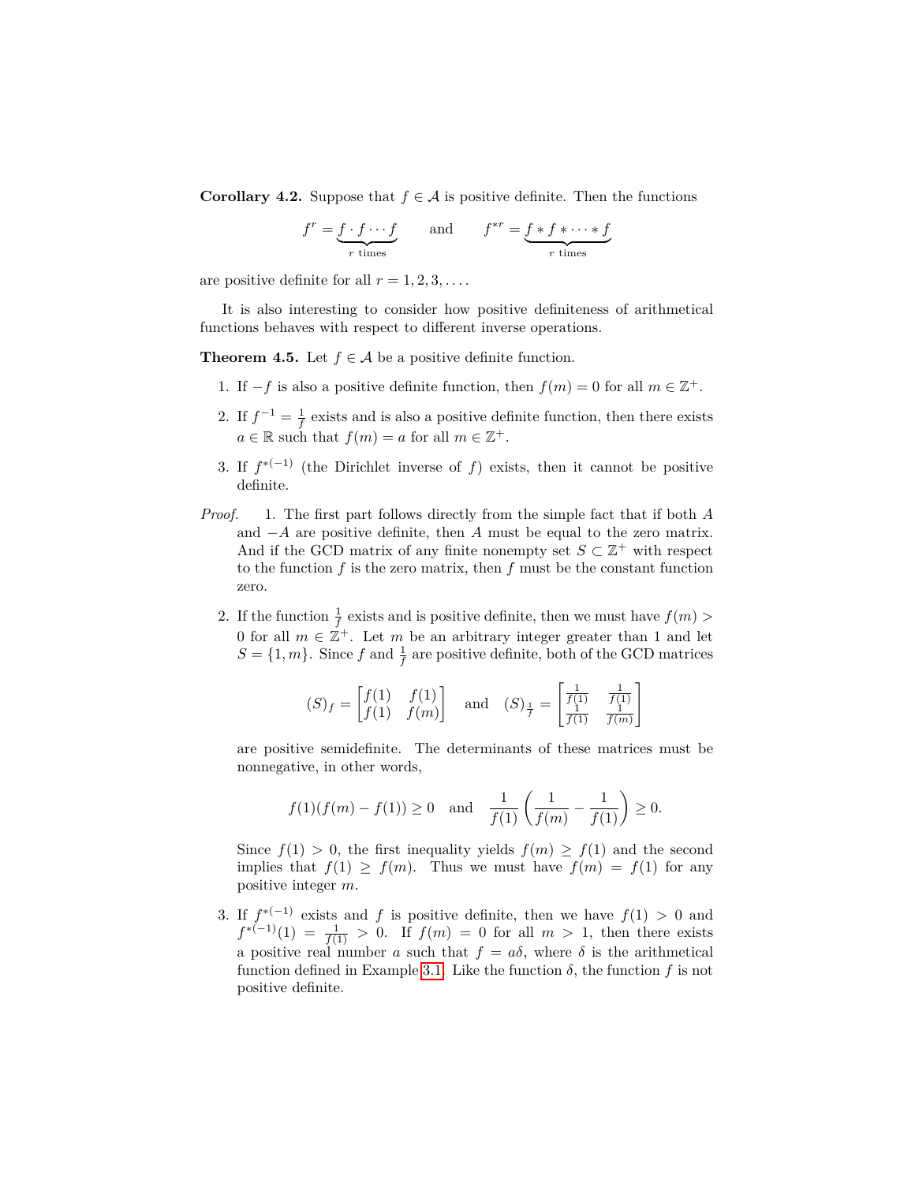**Corollary 4.2.** Suppose that $f \in \mathcal{A}$ is positive definite. Then the functions

$$f^r = \underbrace{f \cdot f \cdots f}_{r \text{ times}} \qquad \text{and} \qquad f^{*r} = \underbrace{f * f * \cdots * f}_{r \text{ times}}$$

are positive definite for all $r = 1, 2, 3, \ldots$.

It is also interesting to consider how positive definiteness of arithmetical functions behaves with respect to different inverse operations.

**Theorem 4.5.** Let $f \in \mathcal{A}$ be a positive definite function.

1. If $-f$ is also a positive definite function, then $f(m) = 0$ for all $m \in \mathbb{Z}^+$.
2. If $f^{-1} = \frac{1}{f}$ exists and is also a positive definite function, then there exists $a \in \mathbb{R}$ such that $f(m) = a$ for all $m \in \mathbb{Z}^+$.
3. If $f^{*(-1)}$ (the Dirichlet inverse of $f$) exists, then it cannot be positive definite.

*Proof.*

1. The first part follows directly from the simple fact that if both $A$ and $-A$ are positive definite, then $A$ must be equal to the zero matrix. And if the GCD matrix of any finite nonempty set $S \subset \mathbb{Z}^+$ with respect to the function $f$ is the zero matrix, then $f$ must be the constant function zero.

2. If the function $\frac{1}{f}$ exists and is positive definite, then we must have $f(m) > 0$ for all $m \in \mathbb{Z}^+$. Let $m$ be an arbitrary integer greater than 1 and let $S = \{1, m\}$. Since $f$ and $\frac{1}{f}$ are positive definite, both of the GCD matrices

$$(S)_f = \begin{bmatrix} f(1) & f(1) \\ f(1) & f(m) \end{bmatrix} \quad \text{and} \quad (S)_{\frac{1}{f}} = \begin{bmatrix} \frac{1}{f(1)} & \frac{1}{f(1)} \\ \frac{1}{f(1)} & \frac{1}{f(m)} \end{bmatrix}$$

are positive semidefinite. The determinants of these matrices must be nonnegative, in other words,

$$f(1)(f(m) - f(1)) \geq 0 \quad \text{and} \quad \frac{1}{f(1)} \left( \frac{1}{f(m)} - \frac{1}{f(1)} \right) \geq 0.$$

Since $f(1) > 0$, the first inequality yields $f(m) \geq f(1)$ and the second implies that $f(1) \geq f(m)$. Thus we must have $f(m) = f(1)$ for any positive integer $m$.

3. If $f^{*(-1)}$ exists and $f$ is positive definite, then we have $f(1) > 0$ and $f^{*(-1)}(1) = \frac{1}{f(1)} > 0$. If $f(m) = 0$ for all $m > 1$, then there exists a positive real number $a$ such that $f = a\delta$, where $\delta$ is the arithmetical function defined in Example 3.1. Like the function $\delta$, the function $f$ is not positive definite.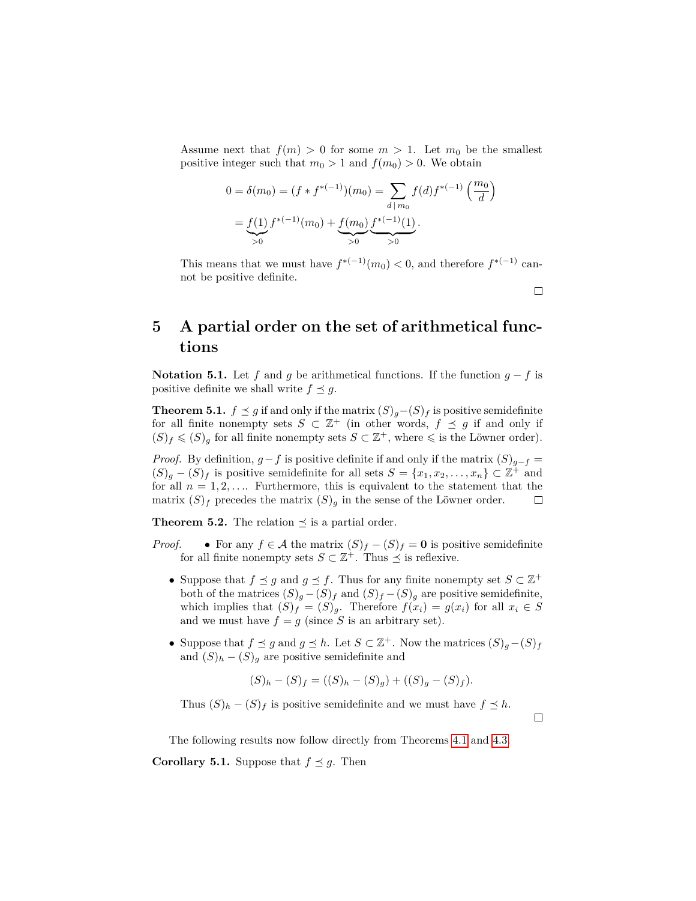Assume next that $f(m) > 0$ for some $m > 1$. Let $m_0$ be the smallest positive integer such that $m_0 > 1$ and $f(m_0) > 0$. We obtain

$$
\begin{aligned}
0 = \delta(m_0) = (f * f^{*(-1)})(m_0) &= \sum_{d \mid m_0} f(d) f^{*(-1)}\left(\frac{m_0}{d}\right) \\
&= \underbrace{f(1)}_{>0} f^{*(-1)}(m_0) + \underbrace{f(m_0)}_{>0} \underbrace{f^{*(-1)}(1)}_{>0}.
\end{aligned}
$$

This means that we must have $f^{*(-1)}(m_0) < 0$, and therefore $f^{*(-1)}$ cannot be positive definite.

□

## 5 A partial order on the set of arithmetical functions

**Notation 5.1.** Let $f$ and $g$ be arithmetical functions. If the function $g - f$ is positive definite we shall write $f \preceq g$.

**Theorem 5.1.** $f \preceq g$ if and only if the matrix $(S)_g - (S)_f$ is positive semidefinite for all finite nonempty sets $S \subset \mathbb{Z}^+$ (in other words, $f \preceq g$ if and only if $(S)_f \leqslant (S)_g$ for all finite nonempty sets $S \subset \mathbb{Z}^+$, where $\leqslant$ is the Löwner order).

*Proof.* By definition, $g - f$ is positive definite if and only if the matrix $(S)_{g-f} = (S)_g - (S)_f$ is positive semidefinite for all sets $S = \{x_1, x_2, \ldots, x_n\} \subset \mathbb{Z}^+$ and for all $n = 1, 2, \ldots$. Furthermore, this is equivalent to the statement that the matrix $(S)_f$ precedes the matrix $(S)_g$ in the sense of the Löwner order. □

**Theorem 5.2.** The relation $\preceq$ is a partial order.

*Proof.*

- For any $f \in \mathcal{A}$ the matrix $(S)_f - (S)_f = \mathbf{0}$ is positive semidefinite for all finite nonempty sets $S \subset \mathbb{Z}^+$. Thus $\preceq$ is reflexive.
- Suppose that $f \preceq g$ and $g \preceq f$. Thus for any finite nonempty set $S \subset \mathbb{Z}^+$ both of the matrices $(S)_g - (S)_f$ and $(S)_f - (S)_g$ are positive semidefinite, which implies that $(S)_f = (S)_g$. Therefore $f(x_i) = g(x_i)$ for all $x_i \in S$ and we must have $f = g$ (since $S$ is an arbitrary set).
- Suppose that $f \preceq g$ and $g \preceq h$. Let $S \subset \mathbb{Z}^+$. Now the matrices $(S)_g - (S)_f$ and $(S)_h - (S)_g$ are positive semidefinite and

$$
(S)_h - (S)_f = ((S)_h - (S)_g) + ((S)_g - (S)_f).
$$

Thus $(S)_h - (S)_f$ is positive semidefinite and we must have $f \preceq h$.

□

The following results now follow directly from Theorems 4.1 and 4.3.

**Corollary 5.1.** Suppose that $f \preceq g$. Then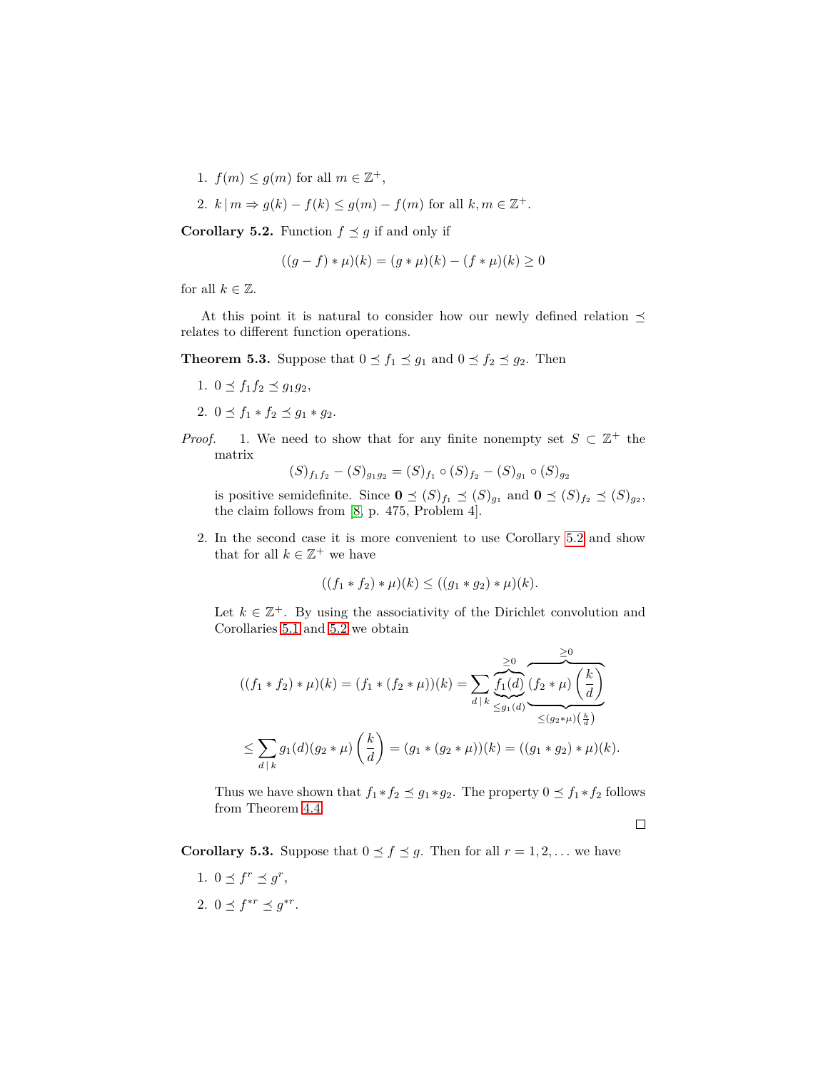1. $f(m) \leq g(m)$ for all $m \in \mathbb{Z}^+$,
2. $k \,|\, m \Rightarrow g(k) - f(k) \leq g(m) - f(m)$ for all $k, m \in \mathbb{Z}^+$.

**Corollary 5.2.** Function $f \preceq g$ if and only if

$$((g - f) * \mu)(k) = (g * \mu)(k) - (f * \mu)(k) \geq 0$$

for all $k \in \mathbb{Z}$.

At this point it is natural to consider how our newly defined relation $\preceq$ relates to different function operations.

**Theorem 5.3.** Suppose that $0 \preceq f_1 \preceq g_1$ and $0 \preceq f_2 \preceq g_2$. Then

1. $0 \preceq f_1 f_2 \preceq g_1 g_2$,
2. $0 \preceq f_1 * f_2 \preceq g_1 * g_2$.

*Proof.* 1. We need to show that for any finite nonempty set $S \subset \mathbb{Z}^+$ the matrix

$$(S)_{f_1 f_2} - (S)_{g_1 g_2} = (S)_{f_1} \circ (S)_{f_2} - (S)_{g_1} \circ (S)_{g_2}$$

is positive semidefinite. Since $\mathbf{0} \preceq (S)_{f_1} \preceq (S)_{g_1}$ and $\mathbf{0} \preceq (S)_{f_2} \preceq (S)_{g_2}$, the claim follows from [8, p. 475, Problem 4].

2. In the second case it is more convenient to use Corollary 5.2 and show that for all $k \in \mathbb{Z}^+$ we have

$$((f_1 * f_2) * \mu)(k) \leq ((g_1 * g_2) * \mu)(k).$$

Let $k \in \mathbb{Z}^+$. By using the associativity of the Dirichlet convolution and Corollaries 5.1 and 5.2 we obtain

$$((f_1 * f_2) * \mu)(k) = (f_1 * (f_2 * \mu))(k) = \sum_{d \,|\, k} \underbrace{\overbrace{f_1(d)}^{\geq 0}}_{\leq g_1(d)} \underbrace{\overbrace{(f_2 * \mu)\left(\frac{k}{d}\right)}^{\geq 0}}_{\leq (g_2 * \mu)\left(\frac{k}{d}\right)}$$

$$\leq \sum_{d \,|\, k} g_1(d)(g_2 * \mu)\left(\frac{k}{d}\right) = (g_1 * (g_2 * \mu))(k) = ((g_1 * g_2) * \mu)(k).$$

Thus we have shown that $f_1 * f_2 \preceq g_1 * g_2$. The property $0 \preceq f_1 * f_2$ follows from Theorem 4.4. $\square$

**Corollary 5.3.** Suppose that $0 \preceq f \preceq g$. Then for all $r = 1, 2, \ldots$ we have

1. $0 \preceq f^r \preceq g^r$,
2. $0 \preceq f^{*r} \preceq g^{*r}$.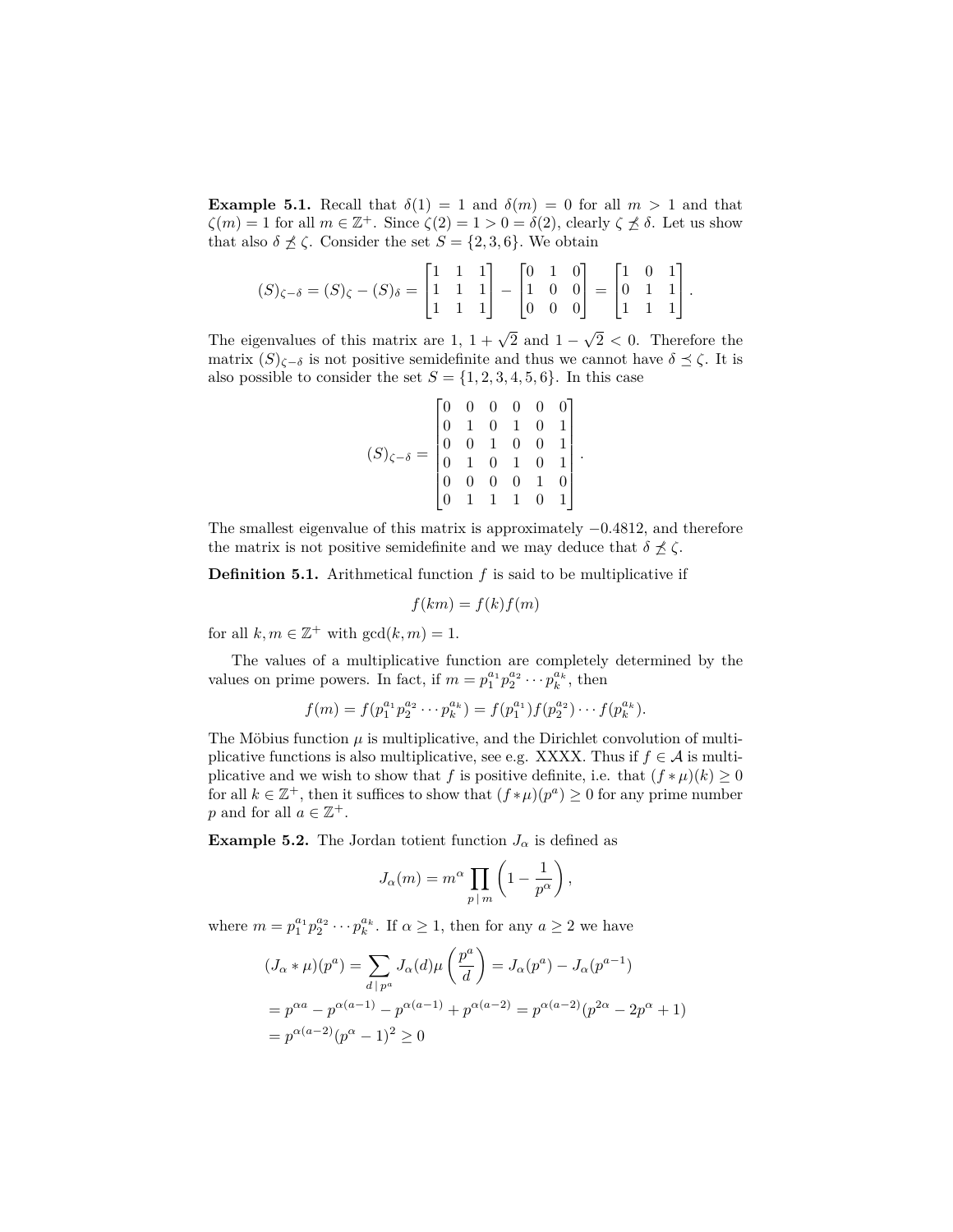**Example 5.1.** Recall that $\delta(1) = 1$ and $\delta(m) = 0$ for all $m > 1$ and that $\zeta(m) = 1$ for all $m \in \mathbb{Z}^+$. Since $\zeta(2) = 1 > 0 = \delta(2)$, clearly $\zeta \not\preceq \delta$. Let us show that also $\delta \not\preceq \zeta$. Consider the set $S = \{2, 3, 6\}$. We obtain

$$(S)_{\zeta-\delta} = (S)_\zeta - (S)_\delta = \begin{bmatrix} 1 & 1 & 1 \\ 1 & 1 & 1 \\ 1 & 1 & 1 \end{bmatrix} - \begin{bmatrix} 0 & 1 & 0 \\ 1 & 0 & 0 \\ 0 & 0 & 0 \end{bmatrix} = \begin{bmatrix} 1 & 0 & 1 \\ 0 & 1 & 1 \\ 1 & 1 & 1 \end{bmatrix}.$$

The eigenvalues of this matrix are $1$, $1 + \sqrt{2}$ and $1 - \sqrt{2} < 0$. Therefore the matrix $(S)_{\zeta-\delta}$ is not positive semidefinite and thus we cannot have $\delta \preceq \zeta$. It is also possible to consider the set $S = \{1, 2, 3, 4, 5, 6\}$. In this case

$$(S)_{\zeta-\delta} = \begin{bmatrix} 0 & 0 & 0 & 0 & 0 & 0 \\ 0 & 1 & 0 & 1 & 0 & 1 \\ 0 & 0 & 1 & 0 & 0 & 1 \\ 0 & 1 & 0 & 1 & 0 & 1 \\ 0 & 0 & 0 & 0 & 1 & 0 \\ 0 & 1 & 1 & 1 & 0 & 1 \end{bmatrix}.$$

The smallest eigenvalue of this matrix is approximately $-0.4812$, and therefore the matrix is not positive semidefinite and we may deduce that $\delta \not\preceq \zeta$.

**Definition 5.1.** Arithmetical function $f$ is said to be multiplicative if

$$f(km) = f(k)f(m)$$

for all $k, m \in \mathbb{Z}^+$ with $\gcd(k, m) = 1$.

The values of a multiplicative function are completely determined by the values on prime powers. In fact, if $m = p_1^{a_1} p_2^{a_2} \cdots p_k^{a_k}$, then

$$f(m) = f(p_1^{a_1} p_2^{a_2} \cdots p_k^{a_k}) = f(p_1^{a_1}) f(p_2^{a_2}) \cdots f(p_k^{a_k}).$$

The Möbius function $\mu$ is multiplicative, and the Dirichlet convolution of multiplicative functions is also multiplicative, see e.g. XXXX. Thus if $f \in \mathcal{A}$ is multiplicative and we wish to show that $f$ is positive definite, i.e. that $(f * \mu)(k) \geq 0$ for all $k \in \mathbb{Z}^+$, then it suffices to show that $(f * \mu)(p^a) \geq 0$ for any prime number $p$ and for all $a \in \mathbb{Z}^+$.

**Example 5.2.** The Jordan totient function $J_\alpha$ is defined as

$$J_\alpha(m) = m^\alpha \prod_{p \,|\, m} \left(1 - \frac{1}{p^\alpha}\right),$$

where $m = p_1^{a_1} p_2^{a_2} \cdots p_k^{a_k}$. If $\alpha \geq 1$, then for any $a \geq 2$ we have

$$\begin{aligned}
(J_\alpha * \mu)(p^a) &= \sum_{d \,|\, p^a} J_\alpha(d) \mu\left(\frac{p^a}{d}\right) = J_\alpha(p^a) - J_\alpha(p^{a-1}) \\
&= p^{\alpha a} - p^{\alpha(a-1)} - p^{\alpha(a-1)} + p^{\alpha(a-2)} = p^{\alpha(a-2)}(p^{2\alpha} - 2p^\alpha + 1) \\
&= p^{\alpha(a-2)}(p^\alpha - 1)^2 \geq 0
\end{aligned}$$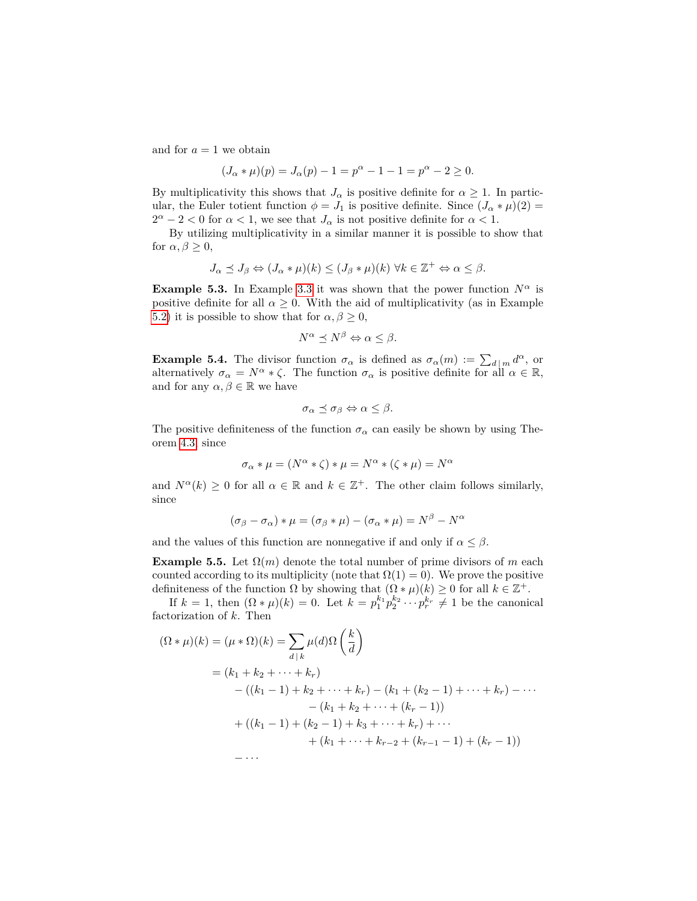and for $a = 1$ we obtain

$$(J_\alpha * \mu)(p) = J_\alpha(p) - 1 = p^\alpha - 1 - 1 = p^\alpha - 2 \geq 0.$$

By multiplicativity this shows that $J_\alpha$ is positive definite for $\alpha \geq 1$. In particular, the Euler totient function $\phi = J_1$ is positive definite. Since $(J_\alpha * \mu)(2) = 2^\alpha - 2 < 0$ for $\alpha < 1$, we see that $J_\alpha$ is not positive definite for $\alpha < 1$.

By utilizing multiplicativity in a similar manner it is possible to show that for $\alpha, \beta \geq 0$,

$$J_\alpha \preceq J_\beta \Leftrightarrow (J_\alpha * \mu)(k) \leq (J_\beta * \mu)(k) \ \forall k \in \mathbb{Z}^+ \Leftrightarrow \alpha \leq \beta.$$

**Example 5.3.** In Example 3.3 it was shown that the power function $N^\alpha$ is positive definite for all $\alpha \geq 0$. With the aid of multiplicativity (as in Example 5.2) it is possible to show that for $\alpha, \beta \geq 0$,

$$N^\alpha \preceq N^\beta \Leftrightarrow \alpha \leq \beta.$$

**Example 5.4.** The divisor function $\sigma_\alpha$ is defined as $\sigma_\alpha(m) := \sum_{d \mid m} d^\alpha$, or alternatively $\sigma_\alpha = N^\alpha * \zeta$. The function $\sigma_\alpha$ is positive definite for all $\alpha \in \mathbb{R}$, and for any $\alpha, \beta \in \mathbb{R}$ we have

$$\sigma_\alpha \preceq \sigma_\beta \Leftrightarrow \alpha \leq \beta.$$

The positive definiteness of the function $\sigma_\alpha$ can easily be shown by using Theorem 4.3, since

$$\sigma_\alpha * \mu = (N^\alpha * \zeta) * \mu = N^\alpha * (\zeta * \mu) = N^\alpha$$

and $N^\alpha(k) \geq 0$ for all $\alpha \in \mathbb{R}$ and $k \in \mathbb{Z}^+$. The other claim follows similarly, since

$$(\sigma_\beta - \sigma_\alpha) * \mu = (\sigma_\beta * \mu) - (\sigma_\alpha * \mu) = N^\beta - N^\alpha$$

and the values of this function are nonnegative if and only if $\alpha \leq \beta$.

**Example 5.5.** Let $\Omega(m)$ denote the total number of prime divisors of $m$ each counted according to its multiplicity (note that $\Omega(1) = 0$). We prove the positive definiteness of the function $\Omega$ by showing that $(\Omega * \mu)(k) \geq 0$ for all $k \in \mathbb{Z}^+$.

If $k = 1$, then $(\Omega * \mu)(k) = 0$. Let $k = p_1^{k_1} p_2^{k_2} \cdots p_r^{k_r} \neq 1$ be the canonical factorization of $k$. Then

$$\begin{aligned}
(\Omega * \mu)(k) = (\mu * \Omega)(k) &= \sum_{d \mid k} \mu(d) \Omega\left(\frac{k}{d}\right) \\
&= (k_1 + k_2 + \cdots + k_r) \\
&\quad - ((k_1 - 1) + k_2 + \cdots + k_r) - (k_1 + (k_2 - 1) + \cdots + k_r) - \cdots \\
&\qquad - (k_1 + k_2 + \cdots + (k_r - 1)) \\
&\quad + ((k_1 - 1) + (k_2 - 1) + k_3 + \cdots + k_r) + \cdots \\
&\qquad + (k_1 + \cdots + k_{r-2} + (k_{r-1} - 1) + (k_r - 1)) \\
&\quad - \cdots
\end{aligned}$$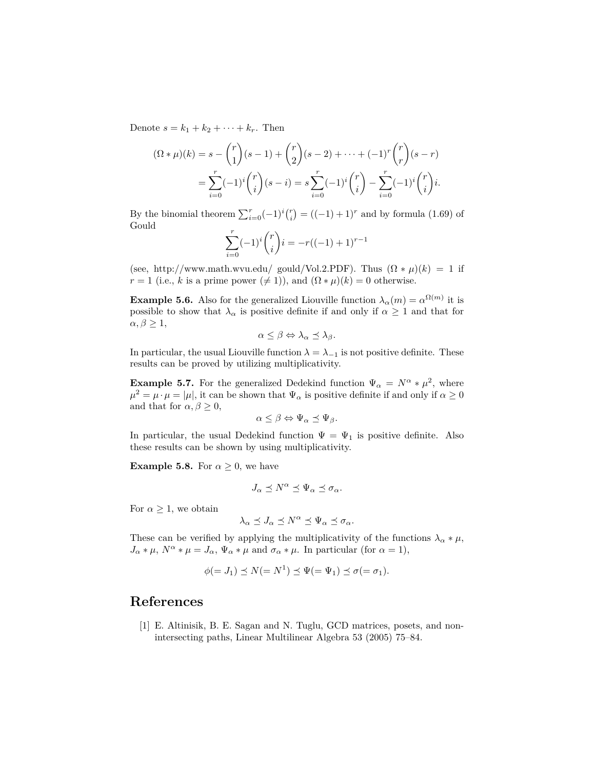Denote $s = k_1 + k_2 + \cdots + k_r$. Then

$$
\begin{aligned}
(\Omega * \mu)(k) &= s - \binom{r}{1}(s-1) + \binom{r}{2}(s-2) + \cdots + (-1)^r \binom{r}{r}(s-r) \\
&= \sum_{i=0}^{r} (-1)^i \binom{r}{i}(s-i) = s\sum_{i=0}^{r}(-1)^i\binom{r}{i} - \sum_{i=0}^{r}(-1)^i\binom{r}{i} i.
\end{aligned}
$$

By the binomial theorem $\sum_{i=0}^{r}(-1)^i\binom{r}{i} = ((-1)+1)^r$ and by formula (1.69) of Gould

$$
\sum_{i=0}^{r}(-1)^i\binom{r}{i} i = -r((-1)+1)^{r-1}
$$

(see, http://www.math.wvu.edu/ gould/Vol.2.PDF). Thus $(\Omega * \mu)(k) = 1$ if $r = 1$ (i.e., $k$ is a prime power ($\neq 1$)), and $(\Omega * \mu)(k) = 0$ otherwise.

**Example 5.6.** Also for the generalized Liouville function $\lambda_\alpha(m) = \alpha^{\Omega(m)}$ it is possible to show that $\lambda_\alpha$ is positive definite if and only if $\alpha \geq 1$ and that for $\alpha, \beta \geq 1$,

$$
\alpha \leq \beta \Leftrightarrow \lambda_\alpha \preceq \lambda_\beta.
$$

In particular, the usual Liouville function $\lambda = \lambda_{-1}$ is not positive definite. These results can be proved by utilizing multiplicativity.

**Example 5.7.** For the generalized Dedekind function $\Psi_\alpha = N^\alpha * \mu^2$, where $\mu^2 = \mu \cdot \mu = |\mu|$, it can be shown that $\Psi_\alpha$ is positive definite if and only if $\alpha \geq 0$ and that for $\alpha, \beta \geq 0$,

$$
\alpha \leq \beta \Leftrightarrow \Psi_\alpha \preceq \Psi_\beta.
$$

In particular, the usual Dedekind function $\Psi = \Psi_1$ is positive definite. Also these results can be shown by using multiplicativity.

**Example 5.8.** For $\alpha \geq 0$, we have

$$
J_\alpha \preceq N^\alpha \preceq \Psi_\alpha \preceq \sigma_\alpha.
$$

For $\alpha \geq 1$, we obtain

$$
\lambda_\alpha \preceq J_\alpha \preceq N^\alpha \preceq \Psi_\alpha \preceq \sigma_\alpha.
$$

These can be verified by applying the multiplicativity of the functions $\lambda_\alpha * \mu$, $J_\alpha * \mu$, $N^\alpha * \mu = J_\alpha$, $\Psi_\alpha * \mu$ and $\sigma_\alpha * \mu$. In particular (for $\alpha = 1$),

$$
\phi(= J_1) \preceq N(= N^1) \preceq \Psi(= \Psi_1) \preceq \sigma(= \sigma_1).
$$

# References

[1] E. Altinisik, B. E. Sagan and N. Tuglu, GCD matrices, posets, and non-intersecting paths, Linear Multilinear Algebra 53 (2005) 75–84.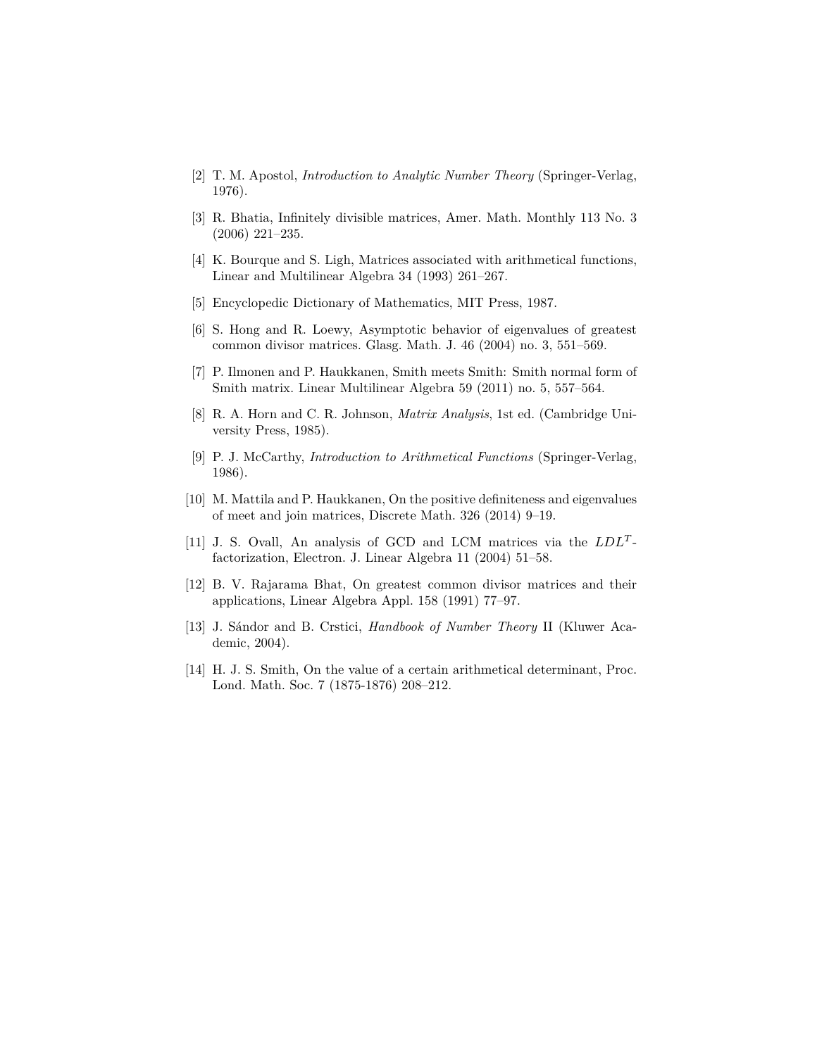[2] T. M. Apostol, *Introduction to Analytic Number Theory* (Springer-Verlag, 1976).

[3] R. Bhatia, Infinitely divisible matrices, Amer. Math. Monthly 113 No. 3 (2006) 221–235.

[4] K. Bourque and S. Ligh, Matrices associated with arithmetical functions, Linear and Multilinear Algebra 34 (1993) 261–267.

[5] Encyclopedic Dictionary of Mathematics, MIT Press, 1987.

[6] S. Hong and R. Loewy, Asymptotic behavior of eigenvalues of greatest common divisor matrices. Glasg. Math. J. 46 (2004) no. 3, 551–569.

[7] P. Ilmonen and P. Haukkanen, Smith meets Smith: Smith normal form of Smith matrix. Linear Multilinear Algebra 59 (2011) no. 5, 557–564.

[8] R. A. Horn and C. R. Johnson, *Matrix Analysis*, 1st ed. (Cambridge University Press, 1985).

[9] P. J. McCarthy, *Introduction to Arithmetical Functions* (Springer-Verlag, 1986).

[10] M. Mattila and P. Haukkanen, On the positive definiteness and eigenvalues of meet and join matrices, Discrete Math. 326 (2014) 9–19.

[11] J. S. Ovall, An analysis of GCD and LCM matrices via the $LDL^T$-factorization, Electron. J. Linear Algebra 11 (2004) 51–58.

[12] B. V. Rajarama Bhat, On greatest common divisor matrices and their applications, Linear Algebra Appl. 158 (1991) 77–97.

[13] J. Sándor and B. Crstici, *Handbook of Number Theory* II (Kluwer Academic, 2004).

[14] H. J. S. Smith, On the value of a certain arithmetical determinant, Proc. Lond. Math. Soc. 7 (1875-1876) 208–212.